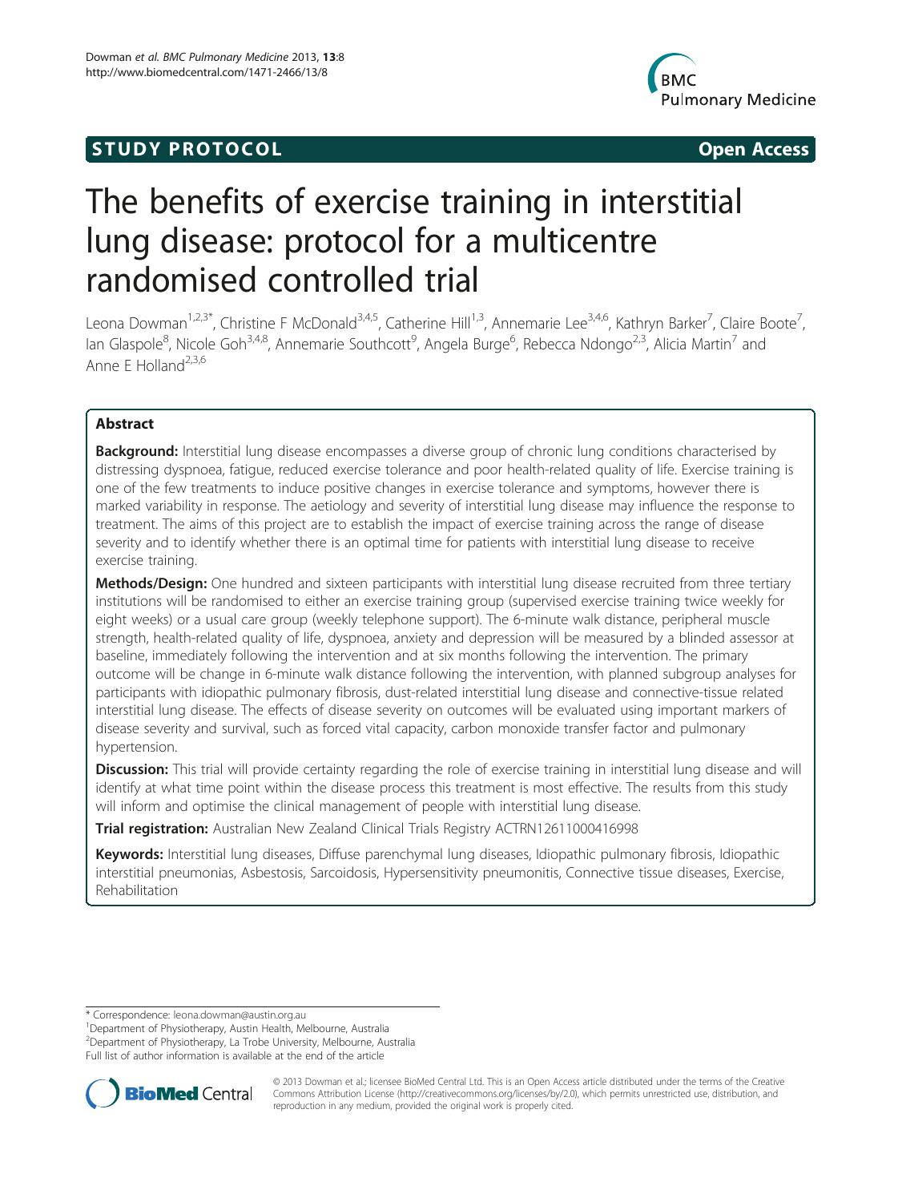STUDY PROTOCOL Open Access

# The benefits of exercise training in interstitial lung disease: protocol for a multicentre randomised controlled trial

Leona Dowman[1,2,3*], Christine F McDonald[3,4,5], Catherine Hill[1,3], Annemarie Lee[3,4,6], Kathryn Barker[7], Claire Boote[7], Ian Glaspole[8], Nicole Goh[3,4,8], Annemarie Southcott[9], Angela Burge[6], Rebecca Ndongo[2,3], Alicia Martin[7] and Anne E Holland[2,3,6]

## Abstract

**Background:** Interstitial lung disease encompasses a diverse group of chronic lung conditions characterised by distressing dyspnoea, fatigue, reduced exercise tolerance and poor health-related quality of life. Exercise training is one of the few treatments to induce positive changes in exercise tolerance and symptoms, however there is marked variability in response. The aetiology and severity of interstitial lung disease may influence the response to treatment. The aims of this project are to establish the impact of exercise training across the range of disease severity and to identify whether there is an optimal time for patients with interstitial lung disease to receive exercise training.

**Methods/Design:** One hundred and sixteen participants with interstitial lung disease recruited from three tertiary institutions will be randomised to either an exercise training group (supervised exercise training twice weekly for eight weeks) or a usual care group (weekly telephone support). The 6-minute walk distance, peripheral muscle strength, health-related quality of life, dyspnoea, anxiety and depression will be measured by a blinded assessor at baseline, immediately following the intervention and at six months following the intervention. The primary outcome will be change in 6-minute walk distance following the intervention, with planned subgroup analyses for participants with idiopathic pulmonary fibrosis, dust-related interstitial lung disease and connective-tissue related interstitial lung disease. The effects of disease severity on outcomes will be evaluated using important markers of disease severity and survival, such as forced vital capacity, carbon monoxide transfer factor and pulmonary hypertension.

**Discussion:** This trial will provide certainty regarding the role of exercise training in interstitial lung disease and will identify at what time point within the disease process this treatment is most effective. The results from this study will inform and optimise the clinical management of people with interstitial lung disease.

**Trial registration:** Australian New Zealand Clinical Trials Registry ACTRN12611000416998

**Keywords:** Interstitial lung diseases, Diffuse parenchymal lung diseases, Idiopathic pulmonary fibrosis, Idiopathic interstitial pneumonias, Asbestosis, Sarcoidosis, Hypersensitivity pneumonitis, Connective tissue diseases, Exercise, Rehabilitation

\* Correspondence: leona.dowman@austin.org.au
[1]Department of Physiotherapy, Austin Health, Melbourne, Australia
[2]Department of Physiotherapy, La Trobe University, Melbourne, Australia
Full list of author information is available at the end of the article

© 2013 Dowman et al.; licensee BioMed Central Ltd. This is an Open Access article distributed under the terms of the Creative Commons Attribution License (http://creativecommons.org/licenses/by/2.0), which permits unrestricted use, distribution, and reproduction in any medium, provided the original work is properly cited.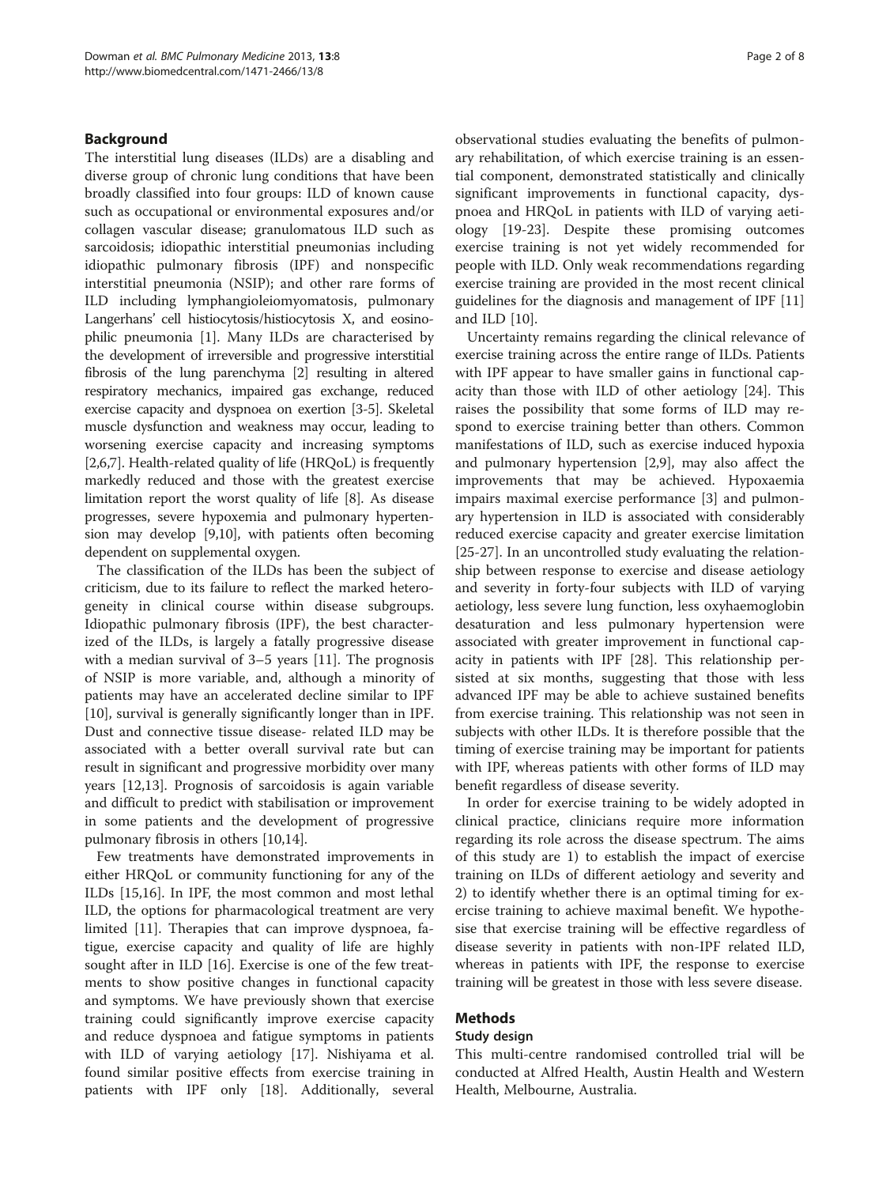## Background

The interstitial lung diseases (ILDs) are a disabling and diverse group of chronic lung conditions that have been broadly classified into four groups: ILD of known cause such as occupational or environmental exposures and/or collagen vascular disease; granulomatous ILD such as sarcoidosis; idiopathic interstitial pneumonias including idiopathic pulmonary fibrosis (IPF) and nonspecific interstitial pneumonia (NSIP); and other rare forms of ILD including lymphangioleiomyomatosis, pulmonary Langerhans' cell histiocytosis/histiocytosis X, and eosinophilic pneumonia [1]. Many ILDs are characterised by the development of irreversible and progressive interstitial fibrosis of the lung parenchyma [2] resulting in altered respiratory mechanics, impaired gas exchange, reduced exercise capacity and dyspnoea on exertion [3-5]. Skeletal muscle dysfunction and weakness may occur, leading to worsening exercise capacity and increasing symptoms [2,6,7]. Health-related quality of life (HRQoL) is frequently markedly reduced and those with the greatest exercise limitation report the worst quality of life [8]. As disease progresses, severe hypoxemia and pulmonary hypertension may develop [9,10], with patients often becoming dependent on supplemental oxygen.

The classification of the ILDs has been the subject of criticism, due to its failure to reflect the marked heterogeneity in clinical course within disease subgroups. Idiopathic pulmonary fibrosis (IPF), the best characterized of the ILDs, is largely a fatally progressive disease with a median survival of 3–5 years [11]. The prognosis of NSIP is more variable, and, although a minority of patients may have an accelerated decline similar to IPF [10], survival is generally significantly longer than in IPF. Dust and connective tissue disease- related ILD may be associated with a better overall survival rate but can result in significant and progressive morbidity over many years [12,13]. Prognosis of sarcoidosis is again variable and difficult to predict with stabilisation or improvement in some patients and the development of progressive pulmonary fibrosis in others [10,14].

Few treatments have demonstrated improvements in either HRQoL or community functioning for any of the ILDs [15,16]. In IPF, the most common and most lethal ILD, the options for pharmacological treatment are very limited [11]. Therapies that can improve dyspnoea, fatigue, exercise capacity and quality of life are highly sought after in ILD [16]. Exercise is one of the few treatments to show positive changes in functional capacity and symptoms. We have previously shown that exercise training could significantly improve exercise capacity and reduce dyspnoea and fatigue symptoms in patients with ILD of varying aetiology [17]. Nishiyama et al. found similar positive effects from exercise training in patients with IPF only [18]. Additionally, several observational studies evaluating the benefits of pulmonary rehabilitation, of which exercise training is an essential component, demonstrated statistically and clinically significant improvements in functional capacity, dyspnoea and HRQoL in patients with ILD of varying aetiology [19-23]. Despite these promising outcomes exercise training is not yet widely recommended for people with ILD. Only weak recommendations regarding exercise training are provided in the most recent clinical guidelines for the diagnosis and management of IPF [11] and ILD [10].

Uncertainty remains regarding the clinical relevance of exercise training across the entire range of ILDs. Patients with IPF appear to have smaller gains in functional capacity than those with ILD of other aetiology [24]. This raises the possibility that some forms of ILD may respond to exercise training better than others. Common manifestations of ILD, such as exercise induced hypoxia and pulmonary hypertension [2,9], may also affect the improvements that may be achieved. Hypoxaemia impairs maximal exercise performance [3] and pulmonary hypertension in ILD is associated with considerably reduced exercise capacity and greater exercise limitation [25-27]. In an uncontrolled study evaluating the relationship between response to exercise and disease aetiology and severity in forty-four subjects with ILD of varying aetiology, less severe lung function, less oxyhaemoglobin desaturation and less pulmonary hypertension were associated with greater improvement in functional capacity in patients with IPF [28]. This relationship persisted at six months, suggesting that those with less advanced IPF may be able to achieve sustained benefits from exercise training. This relationship was not seen in subjects with other ILDs. It is therefore possible that the timing of exercise training may be important for patients with IPF, whereas patients with other forms of ILD may benefit regardless of disease severity.

In order for exercise training to be widely adopted in clinical practice, clinicians require more information regarding its role across the disease spectrum. The aims of this study are 1) to establish the impact of exercise training on ILDs of different aetiology and severity and 2) to identify whether there is an optimal timing for exercise training to achieve maximal benefit. We hypothesise that exercise training will be effective regardless of disease severity in patients with non-IPF related ILD, whereas in patients with IPF, the response to exercise training will be greatest in those with less severe disease.

## Methods

### Study design

This multi-centre randomised controlled trial will be conducted at Alfred Health, Austin Health and Western Health, Melbourne, Australia.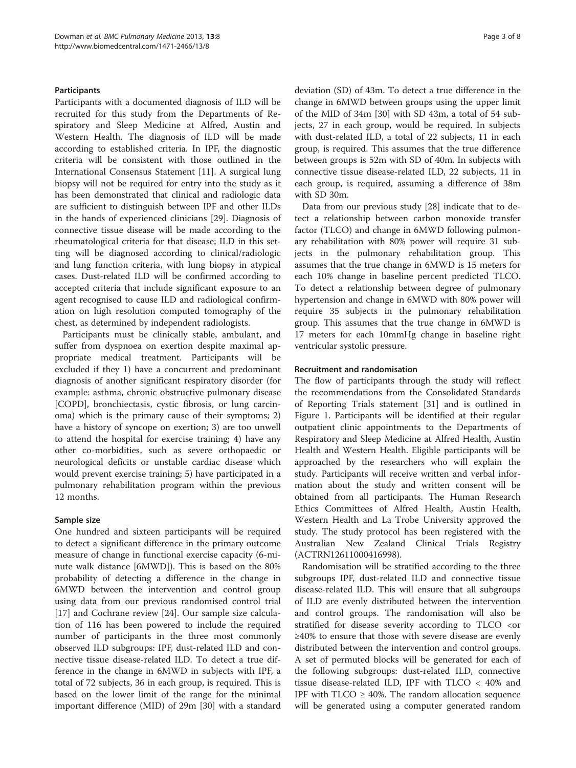### Participants

Participants with a documented diagnosis of ILD will be recruited for this study from the Departments of Respiratory and Sleep Medicine at Alfred, Austin and Western Health. The diagnosis of ILD will be made according to established criteria. In IPF, the diagnostic criteria will be consistent with those outlined in the International Consensus Statement [11]. A surgical lung biopsy will not be required for entry into the study as it has been demonstrated that clinical and radiologic data are sufficient to distinguish between IPF and other ILDs in the hands of experienced clinicians [29]. Diagnosis of connective tissue disease will be made according to the rheumatological criteria for that disease; ILD in this setting will be diagnosed according to clinical/radiologic and lung function criteria, with lung biopsy in atypical cases. Dust-related ILD will be confirmed according to accepted criteria that include significant exposure to an agent recognised to cause ILD and radiological confirmation on high resolution computed tomography of the chest, as determined by independent radiologists.

Participants must be clinically stable, ambulant, and suffer from dyspnoea on exertion despite maximal appropriate medical treatment. Participants will be excluded if they 1) have a concurrent and predominant diagnosis of another significant respiratory disorder (for example: asthma, chronic obstructive pulmonary disease [COPD], bronchiectasis, cystic fibrosis, or lung carcinoma) which is the primary cause of their symptoms; 2) have a history of syncope on exertion; 3) are too unwell to attend the hospital for exercise training; 4) have any other co-morbidities, such as severe orthopaedic or neurological deficits or unstable cardiac disease which would prevent exercise training; 5) have participated in a pulmonary rehabilitation program within the previous 12 months.

### Sample size

One hundred and sixteen participants will be required to detect a significant difference in the primary outcome measure of change in functional exercise capacity (6-minute walk distance [6MWD]). This is based on the 80% probability of detecting a difference in the change in 6MWD between the intervention and control group using data from our previous randomised control trial [17] and Cochrane review [24]. Our sample size calculation of 116 has been powered to include the required number of participants in the three most commonly observed ILD subgroups: IPF, dust-related ILD and connective tissue disease-related ILD. To detect a true difference in the change in 6MWD in subjects with IPF, a total of 72 subjects, 36 in each group, is required. This is based on the lower limit of the range for the minimal important difference (MID) of 29m [30] with a standard deviation (SD) of 43m. To detect a true difference in the change in 6MWD between groups using the upper limit of the MID of 34m [30] with SD 43m, a total of 54 subjects, 27 in each group, would be required. In subjects with dust-related ILD, a total of 22 subjects, 11 in each group, is required. This assumes that the true difference between groups is 52m with SD of 40m. In subjects with connective tissue disease-related ILD, 22 subjects, 11 in each group, is required, assuming a difference of 38m with SD 30m.

Data from our previous study [28] indicate that to detect a relationship between carbon monoxide transfer factor (TLCO) and change in 6MWD following pulmonary rehabilitation with 80% power will require 31 subjects in the pulmonary rehabilitation group. This assumes that the true change in 6MWD is 15 meters for each 10% change in baseline percent predicted TLCO. To detect a relationship between degree of pulmonary hypertension and change in 6MWD with 80% power will require 35 subjects in the pulmonary rehabilitation group. This assumes that the true change in 6MWD is 17 meters for each 10mmHg change in baseline right ventricular systolic pressure.

### Recruitment and randomisation

The flow of participants through the study will reflect the recommendations from the Consolidated Standards of Reporting Trials statement [31] and is outlined in Figure 1. Participants will be identified at their regular outpatient clinic appointments to the Departments of Respiratory and Sleep Medicine at Alfred Health, Austin Health and Western Health. Eligible participants will be approached by the researchers who will explain the study. Participants will receive written and verbal information about the study and written consent will be obtained from all participants. The Human Research Ethics Committees of Alfred Health, Austin Health, Western Health and La Trobe University approved the study. The study protocol has been registered with the Australian New Zealand Clinical Trials Registry (ACTRN12611000416998).

Randomisation will be stratified according to the three subgroups IPF, dust-related ILD and connective tissue disease-related ILD. This will ensure that all subgroups of ILD are evenly distributed between the intervention and control groups. The randomisation will also be stratified for disease severity according to TLCO $<$or $\geq$40% to ensure that those with severe disease are evenly distributed between the intervention and control groups. A set of permuted blocks will be generated for each of the following subgroups: dust-related ILD, connective tissue disease-related ILD, IPF with TLCO $<$ 40% and IPF with TLCO $\geq$ 40%. The random allocation sequence will be generated using a computer generated random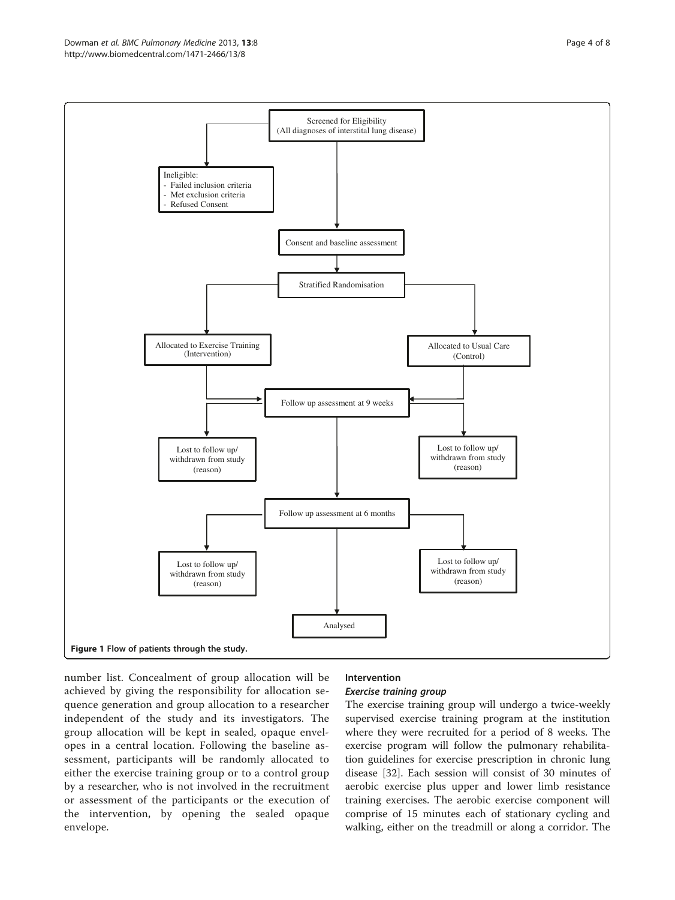- Screened for Eligibility (All diagnoses of interstitial lung disease)
  - Ineligible:
    - Failed inclusion criteria
    - Met exclusion criteria
    - Refused Consent
- Consent and baseline assessment
- Stratified Randomisation
  - Allocated to Exercise Training (Intervention)
  - Allocated to Usual Care (Control)
- Follow up assessment at 9 weeks
  - Lost to follow up/ withdrawn from study (reason)
  - Lost to follow up/ withdrawn from study (reason)
- Follow up assessment at 6 months
  - Lost to follow up/ withdrawn from study (reason)
  - Lost to follow up/ withdrawn from study (reason)
- Analysed

**Figure 1 Flow of patients through the study.**

number list. Concealment of group allocation will be achieved by giving the responsibility for allocation sequence generation and group allocation to a researcher independent of the study and its investigators. The group allocation will be kept in sealed, opaque envelopes in a central location. Following the baseline assessment, participants will be randomly allocated to either the exercise training group or to a control group by a researcher, who is not involved in the recruitment or assessment of the participants or the execution of the intervention, by opening the sealed opaque envelope.

## Intervention

### *Exercise training group*

The exercise training group will undergo a twice-weekly supervised exercise training program at the institution where they were recruited for a period of 8 weeks. The exercise program will follow the pulmonary rehabilitation guidelines for exercise prescription in chronic lung disease [32]. Each session will consist of 30 minutes of aerobic exercise plus upper and lower limb resistance training exercises. The aerobic exercise component will comprise of 15 minutes each of stationary cycling and walking, either on the treadmill or along a corridor. The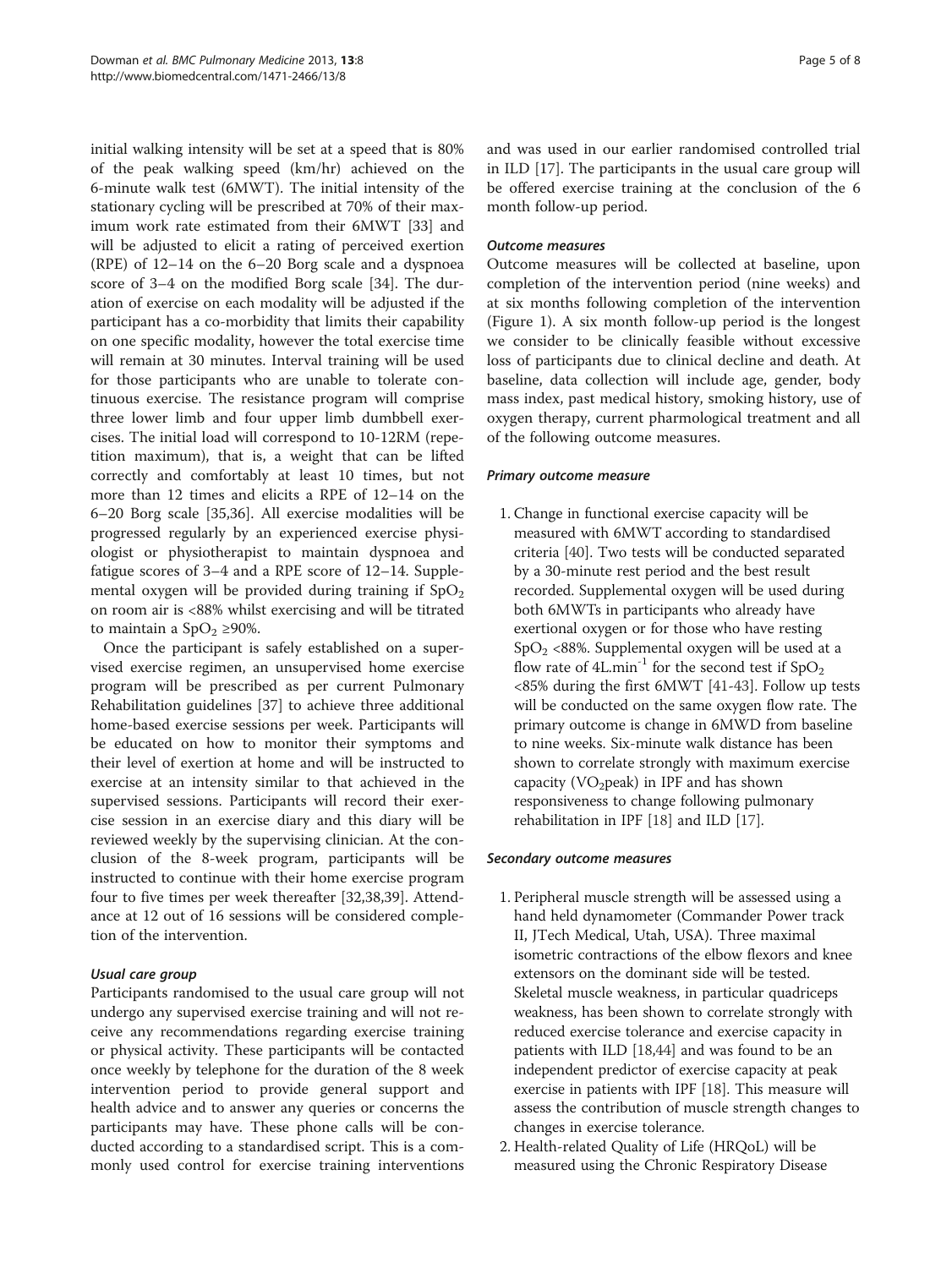initial walking intensity will be set at a speed that is 80% of the peak walking speed (km/hr) achieved on the 6-minute walk test (6MWT). The initial intensity of the stationary cycling will be prescribed at 70% of their maximum work rate estimated from their 6MWT [33] and will be adjusted to elicit a rating of perceived exertion (RPE) of 12–14 on the 6–20 Borg scale and a dyspnoea score of 3–4 on the modified Borg scale [34]. The duration of exercise on each modality will be adjusted if the participant has a co-morbidity that limits their capability on one specific modality, however the total exercise time will remain at 30 minutes. Interval training will be used for those participants who are unable to tolerate continuous exercise. The resistance program will comprise three lower limb and four upper limb dumbbell exercises. The initial load will correspond to 10-12RM (repetition maximum), that is, a weight that can be lifted correctly and comfortably at least 10 times, but not more than 12 times and elicits a RPE of 12–14 on the 6–20 Borg scale [35,36]. All exercise modalities will be progressed regularly by an experienced exercise physiologist or physiotherapist to maintain dyspnoea and fatigue scores of 3–4 and a RPE score of 12–14. Supplemental oxygen will be provided during training if $SpO_2$ on room air is <88% whilst exercising and will be titrated to maintain a $SpO_2$ ≥90%.

Once the participant is safely established on a supervised exercise regimen, an unsupervised home exercise program will be prescribed as per current Pulmonary Rehabilitation guidelines [37] to achieve three additional home-based exercise sessions per week. Participants will be educated on how to monitor their symptoms and their level of exertion at home and will be instructed to exercise at an intensity similar to that achieved in the supervised sessions. Participants will record their exercise session in an exercise diary and this diary will be reviewed weekly by the supervising clinician. At the conclusion of the 8-week program, participants will be instructed to continue with their home exercise program four to five times per week thereafter [32,38,39]. Attendance at 12 out of 16 sessions will be considered completion of the intervention.

#### *Usual care group*

Participants randomised to the usual care group will not undergo any supervised exercise training and will not receive any recommendations regarding exercise training or physical activity. These participants will be contacted once weekly by telephone for the duration of the 8 week intervention period to provide general support and health advice and to answer any queries or concerns the participants may have. These phone calls will be conducted according to a standardised script. This is a commonly used control for exercise training interventions and was used in our earlier randomised controlled trial in ILD [17]. The participants in the usual care group will be offered exercise training at the conclusion of the 6 month follow-up period.

#### *Outcome measures*

Outcome measures will be collected at baseline, upon completion of the intervention period (nine weeks) and at six months following completion of the intervention (Figure 1). A six month follow-up period is the longest we consider to be clinically feasible without excessive loss of participants due to clinical decline and death. At baseline, data collection will include age, gender, body mass index, past medical history, smoking history, use of oxygen therapy, current pharmological treatment and all of the following outcome measures.

#### *Primary outcome measure*

1. Change in functional exercise capacity will be measured with 6MWT according to standardised criteria [40]. Two tests will be conducted separated by a 30-minute rest period and the best result recorded. Supplemental oxygen will be used during both 6MWTs in participants who already have exertional oxygen or for those who have resting $SpO_2$ <88%. Supplemental oxygen will be used at a flow rate of $4L.min^{-1}$ for the second test if $SpO_2$ <85% during the first 6MWT [41-43]. Follow up tests will be conducted on the same oxygen flow rate. The primary outcome is change in 6MWD from baseline to nine weeks. Six-minute walk distance has been shown to correlate strongly with maximum exercise capacity ($VO_2$peak) in IPF and has shown responsiveness to change following pulmonary rehabilitation in IPF [18] and ILD [17].

#### *Secondary outcome measures*

1. Peripheral muscle strength will be assessed using a hand held dynamometer (Commander Power track II, JTech Medical, Utah, USA). Three maximal isometric contractions of the elbow flexors and knee extensors on the dominant side will be tested. Skeletal muscle weakness, in particular quadriceps weakness, has been shown to correlate strongly with reduced exercise tolerance and exercise capacity in patients with ILD [18,44] and was found to be an independent predictor of exercise capacity at peak exercise in patients with IPF [18]. This measure will assess the contribution of muscle strength changes to changes in exercise tolerance.
2. Health-related Quality of Life (HRQoL) will be measured using the Chronic Respiratory Disease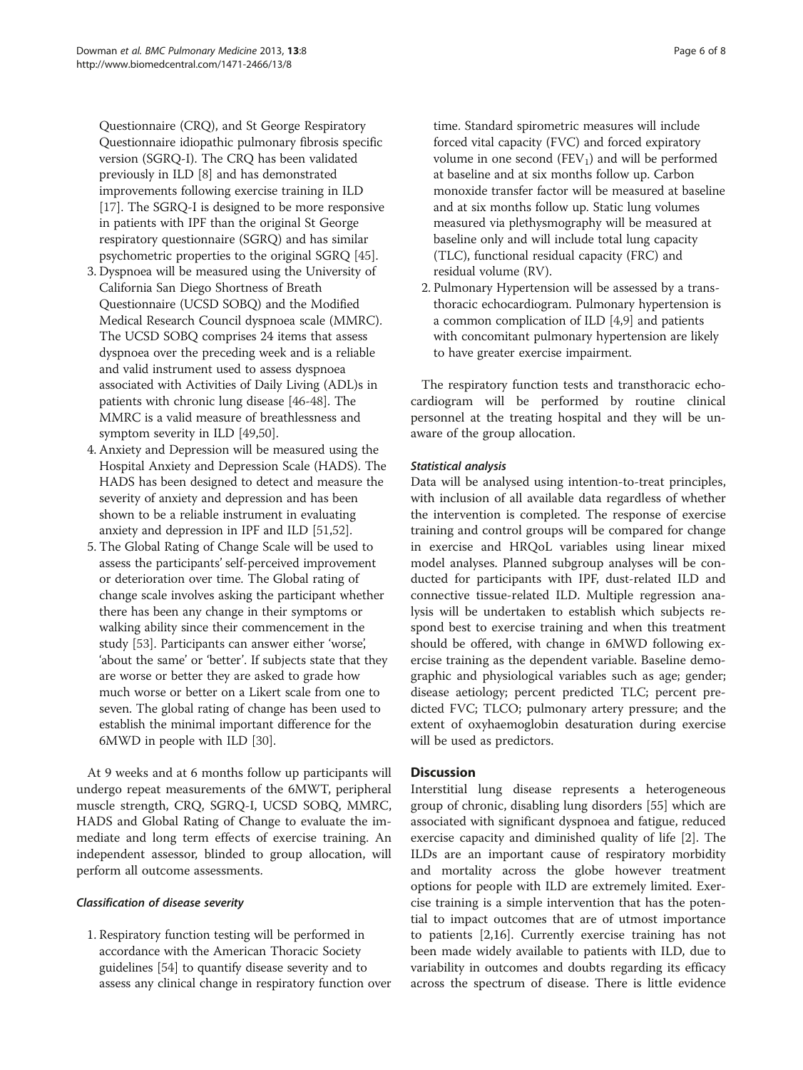Questionnaire (CRQ), and St George Respiratory Questionnaire idiopathic pulmonary fibrosis specific version (SGRQ-I). The CRQ has been validated previously in ILD [8] and has demonstrated improvements following exercise training in ILD [17]. The SGRQ-I is designed to be more responsive in patients with IPF than the original St George respiratory questionnaire (SGRQ) and has similar psychometric properties to the original SGRQ [45].

3. Dyspnoea will be measured using the University of California San Diego Shortness of Breath Questionnaire (UCSD SOBQ) and the Modified Medical Research Council dyspnoea scale (MMRC). The UCSD SOBQ comprises 24 items that assess dyspnoea over the preceding week and is a reliable and valid instrument used to assess dyspnoea associated with Activities of Daily Living (ADL)s in patients with chronic lung disease [46-48]. The MMRC is a valid measure of breathlessness and symptom severity in ILD [49,50].
4. Anxiety and Depression will be measured using the Hospital Anxiety and Depression Scale (HADS). The HADS has been designed to detect and measure the severity of anxiety and depression and has been shown to be a reliable instrument in evaluating anxiety and depression in IPF and ILD [51,52].
5. The Global Rating of Change Scale will be used to assess the participants' self-perceived improvement or deterioration over time. The Global rating of change scale involves asking the participant whether there has been any change in their symptoms or walking ability since their commencement in the study [53]. Participants can answer either 'worse', 'about the same' or 'better'. If subjects state that they are worse or better they are asked to grade how much worse or better on a Likert scale from one to seven. The global rating of change has been used to establish the minimal important difference for the 6MWD in people with ILD [30].

At 9 weeks and at 6 months follow up participants will undergo repeat measurements of the 6MWT, peripheral muscle strength, CRQ, SGRQ-I, UCSD SOBQ, MMRC, HADS and Global Rating of Change to evaluate the immediate and long term effects of exercise training. An independent assessor, blinded to group allocation, will perform all outcome assessments.

#### *Classification of disease severity*

1. Respiratory function testing will be performed in accordance with the American Thoracic Society guidelines [54] to quantify disease severity and to assess any clinical change in respiratory function over time. Standard spirometric measures will include forced vital capacity (FVC) and forced expiratory volume in one second ($FEV_1$) and will be performed at baseline and at six months follow up. Carbon monoxide transfer factor will be measured at baseline and at six months follow up. Static lung volumes measured via plethysmography will be measured at baseline only and will include total lung capacity (TLC), functional residual capacity (FRC) and residual volume (RV).
2. Pulmonary Hypertension will be assessed by a transthoracic echocardiogram. Pulmonary hypertension is a common complication of ILD [4,9] and patients with concomitant pulmonary hypertension are likely to have greater exercise impairment.

The respiratory function tests and transthoracic echocardiogram will be performed by routine clinical personnel at the treating hospital and they will be unaware of the group allocation.

#### *Statistical analysis*

Data will be analysed using intention-to-treat principles, with inclusion of all available data regardless of whether the intervention is completed. The response of exercise training and control groups will be compared for change in exercise and HRQoL variables using linear mixed model analyses. Planned subgroup analyses will be conducted for participants with IPF, dust-related ILD and connective tissue-related ILD. Multiple regression analysis will be undertaken to establish which subjects respond best to exercise training and when this treatment should be offered, with change in 6MWD following exercise training as the dependent variable. Baseline demographic and physiological variables such as age; gender; disease aetiology; percent predicted TLC; percent predicted FVC; TLCO; pulmonary artery pressure; and the extent of oxyhaemoglobin desaturation during exercise will be used as predictors.

## Discussion

Interstitial lung disease represents a heterogeneous group of chronic, disabling lung disorders [55] which are associated with significant dyspnoea and fatigue, reduced exercise capacity and diminished quality of life [2]. The ILDs are an important cause of respiratory morbidity and mortality across the globe however treatment options for people with ILD are extremely limited. Exercise training is a simple intervention that has the potential to impact outcomes that are of utmost importance to patients [2,16]. Currently exercise training has not been made widely available to patients with ILD, due to variability in outcomes and doubts regarding its efficacy across the spectrum of disease. There is little evidence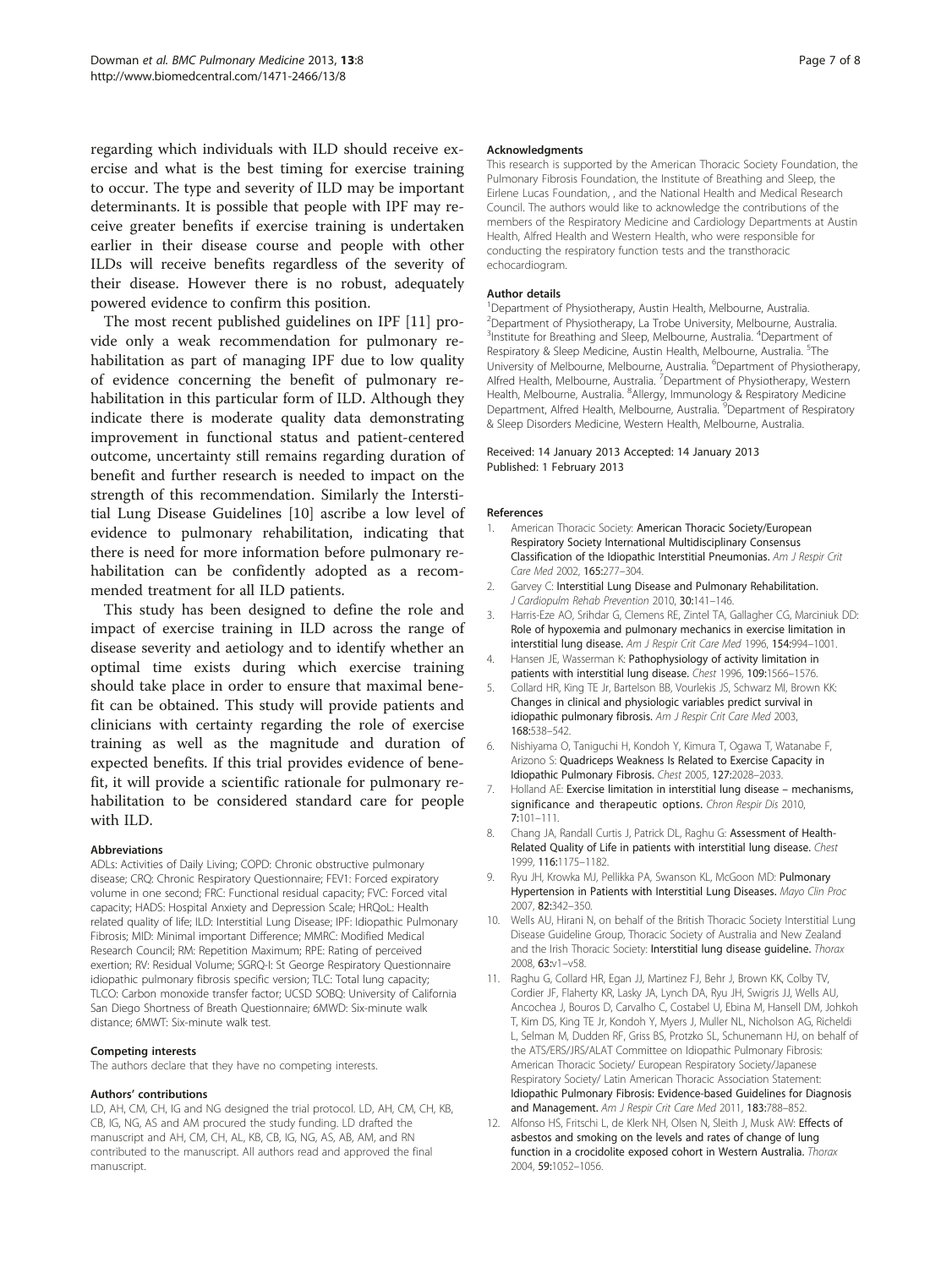regarding which individuals with ILD should receive exercise and what is the best timing for exercise training to occur. The type and severity of ILD may be important determinants. It is possible that people with IPF may receive greater benefits if exercise training is undertaken earlier in their disease course and people with other ILDs will receive benefits regardless of the severity of their disease. However there is no robust, adequately powered evidence to confirm this position.

The most recent published guidelines on IPF [11] provide only a weak recommendation for pulmonary rehabilitation as part of managing IPF due to low quality of evidence concerning the benefit of pulmonary rehabilitation in this particular form of ILD. Although they indicate there is moderate quality data demonstrating improvement in functional status and patient-centered outcome, uncertainty still remains regarding duration of benefit and further research is needed to impact on the strength of this recommendation. Similarly the Interstitial Lung Disease Guidelines [10] ascribe a low level of evidence to pulmonary rehabilitation, indicating that there is need for more information before pulmonary rehabilitation can be confidently adopted as a recommended treatment for all ILD patients.

This study has been designed to define the role and impact of exercise training in ILD across the range of disease severity and aetiology and to identify whether an optimal time exists during which exercise training should take place in order to ensure that maximal benefit can be obtained. This study will provide patients and clinicians with certainty regarding the role of exercise training as well as the magnitude and duration of expected benefits. If this trial provides evidence of benefit, it will provide a scientific rationale for pulmonary rehabilitation to be considered standard care for people with ILD.

#### Abbreviations

ADLs: Activities of Daily Living; COPD: Chronic obstructive pulmonary disease; CRQ: Chronic Respiratory Questionnaire; FEV1: Forced expiratory volume in one second; FRC: Functional residual capacity; FVC: Forced vital capacity; HADS: Hospital Anxiety and Depression Scale; HRQoL: Health related quality of life; ILD: Interstitial Lung Disease; IPF: Idiopathic Pulmonary Fibrosis; MID: Minimal important Difference; MMRC: Modified Medical Research Council; RM: Repetition Maximum; RPE: Rating of perceived exertion; RV: Residual Volume; SGRQ-I: St George Respiratory Questionnaire idiopathic pulmonary fibrosis specific version; TLC: Total lung capacity; TLCO: Carbon monoxide transfer factor; UCSD SOBQ: University of California San Diego Shortness of Breath Questionnaire; 6MWD: Six-minute walk distance; 6MWT: Six-minute walk test.

#### Competing interests

The authors declare that they have no competing interests.

#### Authors' contributions

LD, AH, CM, CH, IG and NG designed the trial protocol. LD, AH, CM, CH, KB, CB, IG, NG, AS and AM procured the study funding. LD drafted the manuscript and AH, CM, CH, AL, KB, CB, IG, NG, AS, AB, AM, and RN contributed to the manuscript. All authors read and approved the final manuscript.

#### Acknowledgments

This research is supported by the American Thoracic Society Foundation, the Pulmonary Fibrosis Foundation, the Institute of Breathing and Sleep, the Eirlene Lucas Foundation, , and the National Health and Medical Research Council. The authors would like to acknowledge the contributions of the members of the Respiratory Medicine and Cardiology Departments at Austin Health, Alfred Health and Western Health, who were responsible for conducting the respiratory function tests and the transthoracic echocardiogram.

#### Author details

[1]Department of Physiotherapy, Austin Health, Melbourne, Australia. [2]Department of Physiotherapy, La Trobe University, Melbourne, Australia. [3]Institute for Breathing and Sleep, Melbourne, Australia. [4]Department of Respiratory & Sleep Medicine, Austin Health, Melbourne, Australia. [5]The University of Melbourne, Melbourne, Australia. [6]Department of Physiotherapy, Alfred Health, Melbourne, Australia. [7]Department of Physiotherapy, Western Health, Melbourne, Australia. [8]Allergy, Immunology & Respiratory Medicine Department, Alfred Health, Melbourne, Australia. [9]Department of Respiratory & Sleep Disorders Medicine, Western Health, Melbourne, Australia.

Received: 14 January 2013 Accepted: 14 January 2013
Published: 1 February 2013

#### References

1. American Thoracic Society: **American Thoracic Society/European Respiratory Society International Multidisciplinary Consensus Classification of the Idiopathic Interstitial Pneumonias.** *Am J Respir Crit Care Med* 2002, **165:**277–304.
2. Garvey C: **Interstitial Lung Disease and Pulmonary Rehabilitation.** *J Cardiopulm Rehab Prevention* 2010, **30:**141–146.
3. Harris-Eze AO, Srihdar G, Clemens RE, Zintel TA, Gallagher CG, Marciniuk DD: **Role of hypoxemia and pulmonary mechanics in exercise limitation in interstitial lung disease.** *Am J Respir Crit Care Med* 1996, **154:**994–1001.
4. Hansen JE, Wasserman K: **Pathophysiology of activity limitation in patients with interstitial lung disease.** *Chest* 1996, **109:**1566–1576.
5. Collard HR, King TE Jr, Bartelson BB, Vourlekis JS, Schwarz MI, Brown KK: **Changes in clinical and physiologic variables predict survival in idiopathic pulmonary fibrosis.** *Am J Respir Crit Care Med* 2003, **168:**538–542.
6. Nishiyama O, Taniguchi H, Kondoh Y, Kimura T, Ogawa T, Watanabe F, Arizono S: **Quadriceps Weakness Is Related to Exercise Capacity in Idiopathic Pulmonary Fibrosis.** *Chest* 2005, **127:**2028–2033.
7. Holland AE: **Exercise limitation in interstitial lung disease – mechanisms, significance and therapeutic options.** *Chron Respir Dis* 2010, **7:**101–111.
8. Chang JA, Randall Curtis J, Patrick DL, Raghu G: **Assessment of Health-Related Quality of Life in patients with interstitial lung disease.** *Chest* 1999, **116:**1175–1182.
9. Ryu JH, Krowka MJ, Pellikka PA, Swanson KL, McGoon MD: **Pulmonary Hypertension in Patients with Interstitial Lung Diseases.** *Mayo Clin Proc* 2007, **82:**342–350.
10. Wells AU, Hirani N, on behalf of the British Thoracic Society Interstitial Lung Disease Guideline Group, Thoracic Society of Australia and New Zealand and the Irish Thoracic Society: **Interstitial lung disease guideline.** *Thorax* 2008, **63:**v1–v58.
11. Raghu G, Collard HR, Egan JJ, Martinez FJ, Behr J, Brown KK, Colby TV, Cordier JF, Flaherty KR, Lasky JA, Lynch DA, Ryu JH, Swigris JJ, Wells AU, Ancochea J, Bouros D, Carvalho C, Costabel U, Ebina M, Hansell DM, Johkoh T, Kim DS, King TE Jr, Kondoh Y, Myers J, Muller NL, Nicholson AG, Richeldi L, Selman M, Dudden RF, Griss BS, Protzko SL, Schunemann HJ, on behalf of the ATS/ERS/JRS/ALAT Committee on Idiopathic Pulmonary Fibrosis: **American Thoracic Society/ European Respiratory Society/Japanese Respiratory Society/ Latin American Thoracic Association Statement: Idiopathic Pulmonary Fibrosis: Evidence-based Guidelines for Diagnosis and Management.** *Am J Respir Crit Care Med* 2011, **183:**788–852.
12. Alfonso HS, Fritschi L, de Klerk NH, Olsen N, Sleith J, Musk AW: **Effects of asbestos and smoking on the levels and rates of change of lung function in a crocidolite exposed cohort in Western Australia.** *Thorax* 2004, **59:**1052–1056.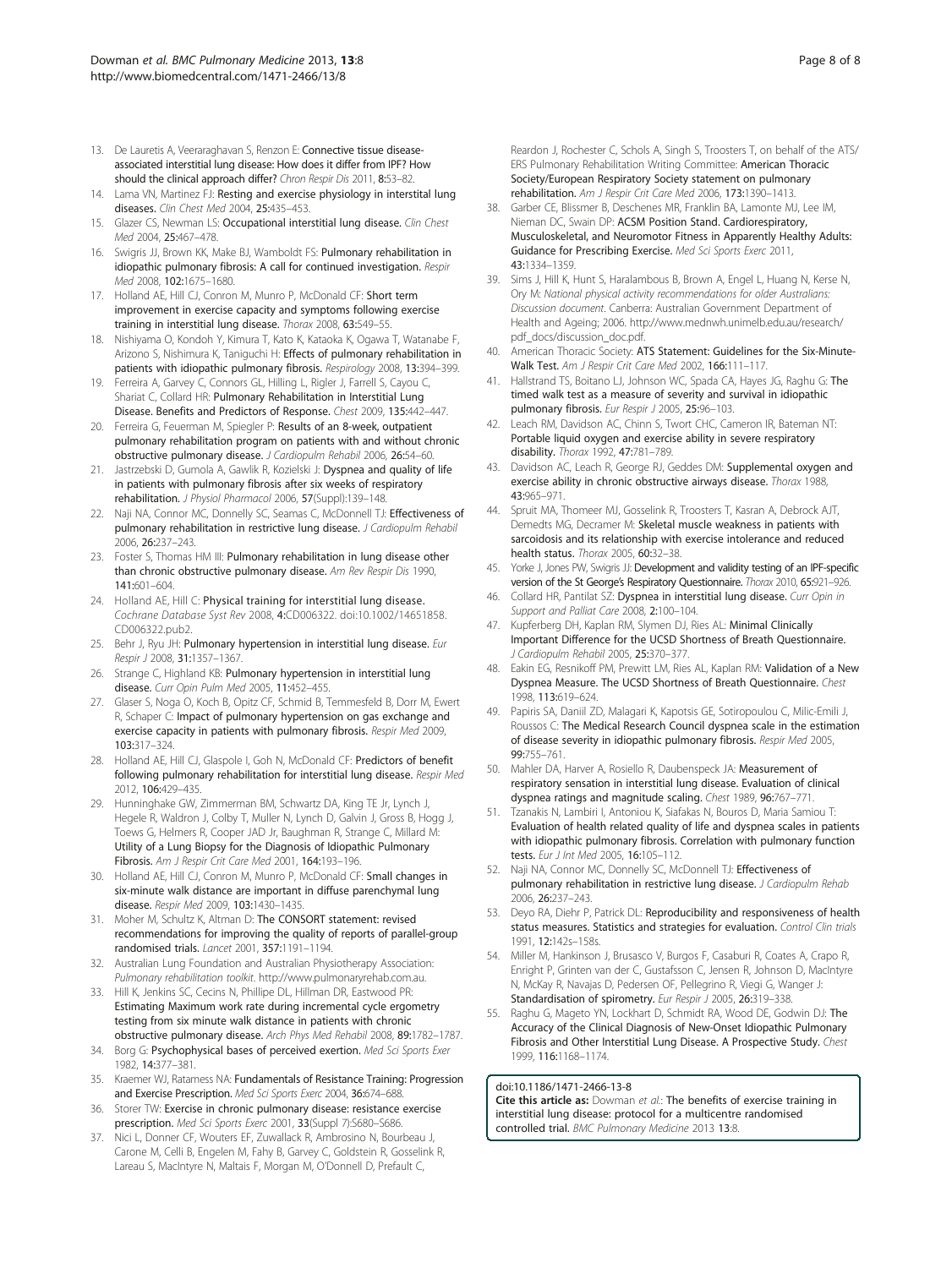13. De Lauretis A, Veeraraghavan S, Renzon E: **Connective tissue disease-associated interstitial lung disease: How does it differ from IPF? How should the clinical approach differ?** *Chron Respir Dis* 2011, **8**:53–82.
14. Lama VN, Martinez FJ: **Resting and exercise physiology in interstital lung diseases.** *Clin Chest Med* 2004, **25**:435–453.
15. Glazer CS, Newman LS: **Occupational interstitial lung disease.** *Clin Chest Med* 2004, **25**:467–478.
16. Swigris JJ, Brown KK, Make BJ, Wamboldt FS: **Pulmonary rehabilitation in idiopathic pulmonary fibrosis: A call for continued investigation.** *Respir Med* 2008, **102**:1675–1680.
17. Holland AE, Hill CJ, Conron M, Munro P, McDonald CF: **Short term improvement in exercise capacity and symptoms following exercise training in interstitial lung disease.** *Thorax* 2008, **63**:549–55.
18. Nishiyama O, Kondoh Y, Kimura T, Kato K, Kataoka K, Ogawa T, Watanabe F, Arizono S, Nishimura K, Taniguchi H: **Effects of pulmonary rehabilitation in patients with idiopathic pulmonary fibrosis.** *Respirology* 2008, **13**:394–399.
19. Ferreira A, Garvey C, Connors GL, Hilling L, Rigler J, Farrell S, Cayou C, Shariat C, Collard HR: **Pulmonary Rehabilitation in Interstitial Lung Disease. Benefits and Predictors of Response.** *Chest* 2009, **135**:442–447.
20. Ferreira G, Feuerman M, Spiegler P: **Results of an 8-week, outpatient pulmonary rehabilitation program on patients with and without chronic obstructive pulmonary disease.** *J Cardiopulm Rehabil* 2006, **26**:54–60.
21. Jastrzebski D, Gumola A, Gawlik R, Kozielski J: **Dyspnea and quality of life in patients with pulmonary fibrosis after six weeks of respiratory rehabilitation.** *J Physiol Pharmacol* 2006, **57**(Suppl):139–148.
22. Naji NA, Connor MC, Donnelly SC, Seamas C, McDonnell TJ: **Effectiveness of pulmonary rehabilitation in restrictive lung disease.** *J Cardiopulm Rehabil* 2006, **26**:237–243.
23. Foster S, Thomas HM III: **Pulmonary rehabilitation in lung disease other than chronic obstructive pulmonary disease.** *Am Rev Respir Dis* 1990, **141**:601–604.
24. Holland AE, Hill C: **Physical training for interstitial lung disease.** *Cochrane Database Syst Rev* 2008, **4**:CD006322. doi:10.1002/14651858.CD006322.pub2.
25. Behr J, Ryu JH: **Pulmonary hypertension in interstitial lung disease.** *Eur Respir J* 2008, **31**:1357–1367.
26. Strange C, Highland KB: **Pulmonary hypertension in interstitial lung disease.** *Curr Opin Pulm Med* 2005, **11**:452–455.
27. Glaser S, Noga O, Koch B, Opitz CF, Schmid B, Temmesfeld B, Dorr M, Ewert R, Schaper C: **Impact of pulmonary hypertension on gas exchange and exercise capacity in patients with pulmonary fibrosis.** *Respir Med* 2009, **103**:317–324.
28. Holland AE, Hill CJ, Glaspole I, Goh N, McDonald CF: **Predictors of benefit following pulmonary rehabilitation for interstitial lung disease.** *Respir Med* 2012, **106**:429–435.
29. Hunninghake GW, Zimmerman BM, Schwartz DA, King TE Jr, Lynch J, Hegele R, Waldron J, Colby T, Muller N, Lynch D, Galvin J, Gross B, Hogg J, Toews G, Helmers R, Cooper JAD Jr, Baughman R, Strange C, Millard M: **Utility of a Lung Biopsy for the Diagnosis of Idiopathic Pulmonary Fibrosis.** *Am J Respir Crit Care Med* 2001, **164**:193–196.
30. Holland AE, Hill CJ, Conron M, Munro P, McDonald CF: **Small changes in six-minute walk distance are important in diffuse parenchymal lung disease.** *Respir Med* 2009, **103**:1430–1435.
31. Moher M, Schultz K, Altman D: **The CONSORT statement: revised recommendations for improving the quality of reports of parallel-group randomised trials.** *Lancet* 2001, **357**:1191–1194.
32. Australian Lung Foundation and Australian Physiotherapy Association: *Pulmonary rehabilitation toolkit.* http://www.pulmonaryrehab.com.au.
33. Hill K, Jenkins SC, Cecins N, Phillipe DL, Hillman DR, Eastwood PR: **Estimating Maximum work rate during incremental cycle ergometry testing from six minute walk distance in patients with chronic obstructive pulmonary disease.** *Arch Phys Med Rehabil* 2008, **89**:1782–1787.
34. Borg G: **Psychophysical bases of perceived exertion.** *Med Sci Sports Exer* 1982, **14**:377–381.
35. Kraemer WJ, Ratamess NA: **Fundamentals of Resistance Training: Progression and Exercise Prescription.** *Med Sci Sports Exerc* 2004, **36**:674–688.
36. Storer TW: **Exercise in chronic pulmonary disease: resistance exercise prescription.** *Med Sci Sports Exerc* 2001, **33**(Suppl 7):S680–S686.
37. Nici L, Donner CF, Wouters EF, Zuwallack R, Ambrosino N, Bourbeau J, Carone M, Celli B, Engelen M, Fahy B, Garvey C, Goldstein R, Gosselink R, Lareau S, MacIntyre N, Maltais F, Morgan M, O'Donnell D, Prefault C, Reardon J, Rochester C, Schols A, Singh S, Troosters T, on behalf of the ATS/ERS Pulmonary Rehabilitation Writing Committee: **American Thoracic Society/European Respiratory Society statement on pulmonary rehabilitation.** *Am J Respir Crit Care Med* 2006, **173**:1390–1413.
38. Garber CE, Blissmer B, Deschenes MR, Franklin BA, Lamonte MJ, Lee IM, Nieman DC, Swain DP: **ACSM Position Stand. Cardiorespiratory, Musculoskeletal, and Neuromotor Fitness in Apparently Healthy Adults: Guidance for Prescribing Exercise.** *Med Sci Sports Exerc* 2011, **43**:1334–1359.
39. Sims J, Hill K, Hunt S, Haralambous B, Brown A, Engel L, Huang N, Kerse N, Ory M: *National physical activity recommendations for older Australians: Discussion document.* Canberra: Australian Government Department of Health and Ageing; 2006. http://www.mednwh.unimelb.edu.au/research/pdf_docs/discussion_doc.pdf.
40. American Thoracic Society: **ATS Statement: Guidelines for the Six-Minute-Walk Test.** *Am J Respir Crit Care Med* 2002, **166**:111–117.
41. Hallstrand TS, Boitano LJ, Johnson WC, Spada CA, Hayes JG, Raghu G: **The timed walk test as a measure of severity and survival in idiopathic pulmonary fibrosis.** *Eur Respir J* 2005, **25**:96–103.
42. Leach RM, Davidson AC, Chinn S, Twort CHC, Cameron IR, Bateman NT: **Portable liquid oxygen and exercise ability in severe respiratory disability.** *Thorax* 1992, **47**:781–789.
43. Davidson AC, Leach R, George RJ, Geddes DM: **Supplemental oxygen and exercise ability in chronic obstructive airways disease.** *Thorax* 1988, **43**:965–971.
44. Spruit MA, Thomeer MJ, Gosselink R, Troosters T, Kasran A, Debrock AJT, Demedts MG, Decramer M: **Skeletal muscle weakness in patients with sarcoidosis and its relationship with exercise intolerance and reduced health status.** *Thorax* 2005, **60**:32–38.
45. Yorke J, Jones PW, Swigris JJ: **Development and validity testing of an IPF-specific version of the St George's Respiratory Questionnaire.** *Thorax* 2010, **65**:921–926.
46. Collard HR, Pantilat SZ: **Dyspnea in interstitial lung disease.** *Curr Opin in Support and Palliat Care* 2008, **2**:100–104.
47. Kupferberg DH, Kaplan RM, Slymen DJ, Ries AL: **Minimal Clinically Important Difference for the UCSD Shortness of Breath Questionnaire.** *J Cardiopulm Rehabil* 2005, **25**:370–377.
48. Eakin EG, Resnikoff PM, Prewitt LM, Ries AL, Kaplan RM: **Validation of a New Dyspnea Measure. The UCSD Shortness of Breath Questionnaire.** *Chest* 1998, **113**:619–624.
49. Papiris SA, Daniil ZD, Malagari K, Kapotsis GE, Sotiropoulou C, Milic-Emili J, Roussos C: **The Medical Research Council dyspnea scale in the estimation of disease severity in idiopathic pulmonary fibrosis.** *Respir Med* 2005, **99**:755–761.
50. Mahler DA, Harver A, Rosiello R, Daubenspeck JA: **Measurement of respiratory sensation in interstitial lung disease. Evaluation of clinical dyspnea ratings and magnitude scaling.** *Chest* 1989, **96**:767–771.
51. Tzanakis N, Lambiri I, Antoniou K, Siafakas N, Bouros D, Maria Samiou T: **Evaluation of health related quality of life and dyspnea scales in patients with idiopathic pulmonary fibrosis. Correlation with pulmonary function tests.** *Eur J Int Med* 2005, **16**:105–112.
52. Naji NA, Connor MC, Donnelly SC, McDonnell TJ: **Effectiveness of pulmonary rehabilitation in restrictive lung disease.** *J Cardiopulm Rehab* 2006, **26**:237–243.
53. Deyo RA, Diehr P, Patrick DL: **Reproducibility and responsiveness of health status measures. Statistics and strategies for evaluation.** *Control Clin trials* 1991, **12**:142s–158s.
54. Miller M, Hankinson J, Brusasco V, Burgos F, Casaburi R, Coates A, Crapo R, Enright P, Grinten van der C, Gustafsson C, Jensen R, Johnson D, MacIntyre N, McKay R, Navajas D, Pedersen OF, Pellegrino R, Viegi G, Wanger J: **Standardisation of spirometry.** *Eur Respir J* 2005, **26**:319–338.
55. Raghu G, Mageto YN, Lockhart D, Schmidt RA, Wood DE, Godwin DJ: **The Accuracy of the Clinical Diagnosis of New-Onset Idiopathic Pulmonary Fibrosis and Other Interstitial Lung Disease. A Prospective Study.** *Chest* 1999, **116**:1168–1174.

doi:10.1186/1471-2466-13-8

**Cite this article as:** Dowman *et al.*: The benefits of exercise training in interstitial lung disease: protocol for a multicentre randomised controlled trial. *BMC Pulmonary Medicine* 2013 13:8.